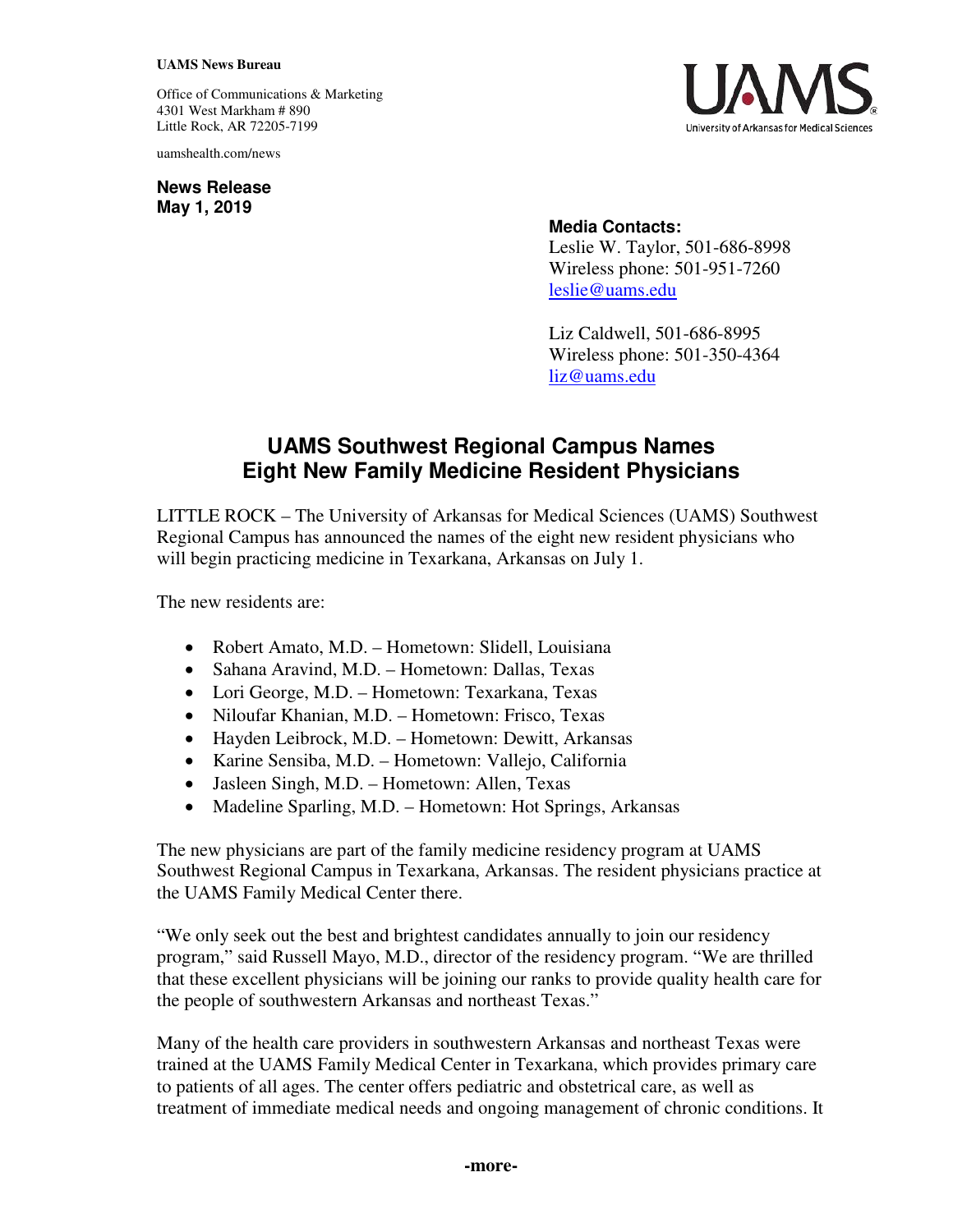**UAMS News Bureau**

Office of Communications & Marketing
4301 West Markham # 890
Little Rock, AR 72205-7199

uamshealth.com/news

**News Release**
**May 1, 2019**

**Media Contacts:**
Leslie W. Taylor, 501-686-8998
Wireless phone: 501-951-7260
leslie@uams.edu

Liz Caldwell, 501-686-8995
Wireless phone: 501-350-4364
liz@uams.edu

# UAMS Southwest Regional Campus Names Eight New Family Medicine Resident Physicians

LITTLE ROCK – The University of Arkansas for Medical Sciences (UAMS) Southwest Regional Campus has announced the names of the eight new resident physicians who will begin practicing medicine in Texarkana, Arkansas on July 1.

The new residents are:

- Robert Amato, M.D. – Hometown: Slidell, Louisiana
- Sahana Aravind, M.D. – Hometown: Dallas, Texas
- Lori George, M.D. – Hometown: Texarkana, Texas
- Niloufar Khanian, M.D. – Hometown: Frisco, Texas
- Hayden Leibrock, M.D. – Hometown: Dewitt, Arkansas
- Karine Sensiba, M.D. – Hometown: Vallejo, California
- Jasleen Singh, M.D. – Hometown: Allen, Texas
- Madeline Sparling, M.D. – Hometown: Hot Springs, Arkansas

The new physicians are part of the family medicine residency program at UAMS Southwest Regional Campus in Texarkana, Arkansas. The resident physicians practice at the UAMS Family Medical Center there.

"We only seek out the best and brightest candidates annually to join our residency program," said Russell Mayo, M.D., director of the residency program. "We are thrilled that these excellent physicians will be joining our ranks to provide quality health care for the people of southwestern Arkansas and northeast Texas."

Many of the health care providers in southwestern Arkansas and northeast Texas were trained at the UAMS Family Medical Center in Texarkana, which provides primary care to patients of all ages. The center offers pediatric and obstetrical care, as well as treatment of immediate medical needs and ongoing management of chronic conditions. It

**-more-**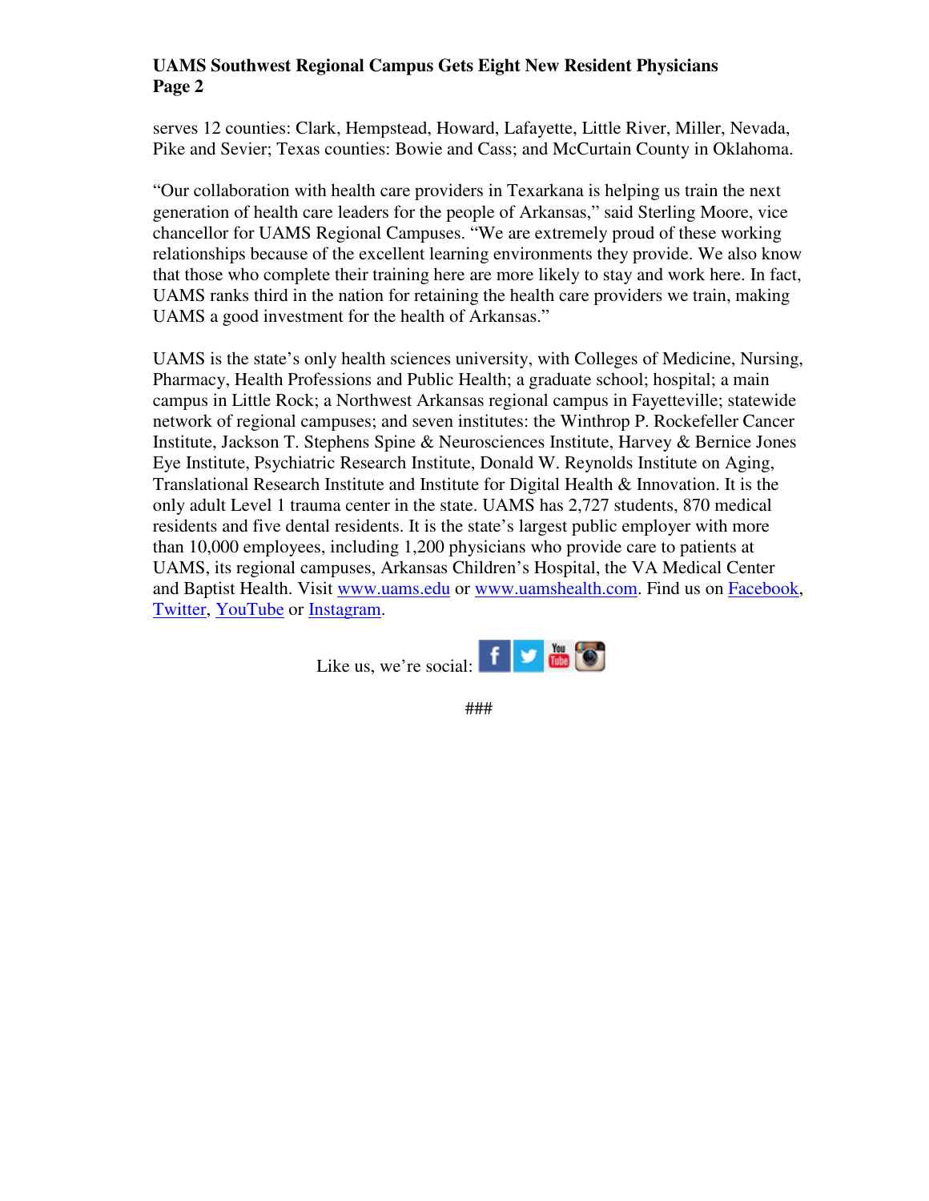serves 12 counties: Clark, Hempstead, Howard, Lafayette, Little River, Miller, Nevada, Pike and Sevier; Texas counties: Bowie and Cass; and McCurtain County in Oklahoma.

"Our collaboration with health care providers in Texarkana is helping us train the next generation of health care leaders for the people of Arkansas," said Sterling Moore, vice chancellor for UAMS Regional Campuses. "We are extremely proud of these working relationships because of the excellent learning environments they provide. We also know that those who complete their training here are more likely to stay and work here. In fact, UAMS ranks third in the nation for retaining the health care providers we train, making UAMS a good investment for the health of Arkansas."

UAMS is the state's only health sciences university, with Colleges of Medicine, Nursing, Pharmacy, Health Professions and Public Health; a graduate school; hospital; a main campus in Little Rock; a Northwest Arkansas regional campus in Fayetteville; statewide network of regional campuses; and seven institutes: the Winthrop P. Rockefeller Cancer Institute, Jackson T. Stephens Spine & Neurosciences Institute, Harvey & Bernice Jones Eye Institute, Psychiatric Research Institute, Donald W. Reynolds Institute on Aging, Translational Research Institute and Institute for Digital Health & Innovation. It is the only adult Level 1 trauma center in the state. UAMS has 2,727 students, 870 medical residents and five dental residents. It is the state's largest public employer with more than 10,000 employees, including 1,200 physicians who provide care to patients at UAMS, its regional campuses, Arkansas Children's Hospital, the VA Medical Center and Baptist Health. Visit www.uams.edu or www.uamshealth.com. Find us on Facebook, Twitter, YouTube or Instagram.

Like us, we're social:

###